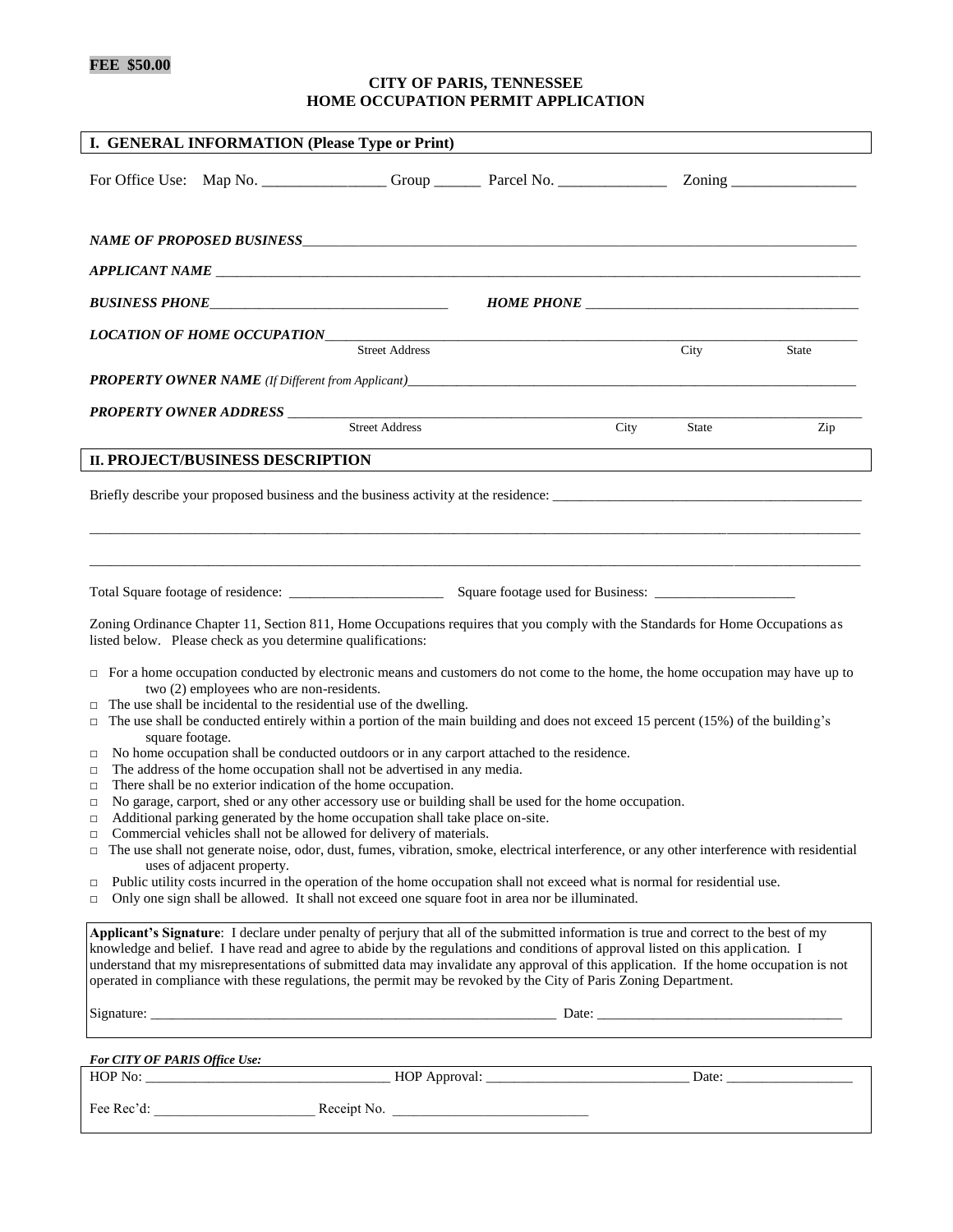**FEE $50.00**

**CITY OF PARIS, TENNESSEE**
**HOME OCCUPATION PERMIT APPLICATION**

## I. GENERAL INFORMATION (Please Type or Print)

For Office Use: Map No. ________________ Group ______ Parcel No. ______________ Zoning ________________

***NAME OF PROPOSED BUSINESS***________________________________________________

***APPLICANT NAME*** ________________________________________________

***BUSINESS PHONE***_________________________________ ***HOME PHONE*** _____________________________________

***LOCATION OF HOME OCCUPATION***________________________________________________
Street Address City State

***PROPERTY OWNER NAME*** *(If Different from Applicant)*________________________________________________

***PROPERTY OWNER ADDRESS*** ________________________________________________
Street Address City State Zip

## II. PROJECT/BUSINESS DESCRIPTION

Briefly describe your proposed business and the business activity at the residence: ____________________________________________

________________________________________________________________________________________________

________________________________________________________________________________________________

Total Square footage of residence: ______________________ Square footage used for Business: ____________________

Zoning Ordinance Chapter 11, Section 811, Home Occupations requires that you comply with the Standards for Home Occupations as listed below. Please check as you determine qualifications:

- □ For a home occupation conducted by electronic means and customers do not come to the home, the home occupation may have up to two (2) employees who are non-residents.
- □ The use shall be incidental to the residential use of the dwelling.
- □ The use shall be conducted entirely within a portion of the main building and does not exceed 15 percent (15%) of the building's square footage.
- □ No home occupation shall be conducted outdoors or in any carport attached to the residence.
- □ The address of the home occupation shall not be advertised in any media.
- □ There shall be no exterior indication of the home occupation.
- □ No garage, carport, shed or any other accessory use or building shall be used for the home occupation.
- □ Additional parking generated by the home occupation shall take place on-site.
- □ Commercial vehicles shall not be allowed for delivery of materials.
- □ The use shall not generate noise, odor, dust, fumes, vibration, smoke, electrical interference, or any other interference with residential uses of adjacent property.
- □ Public utility costs incurred in the operation of the home occupation shall not exceed what is normal for residential use.
- □ Only one sign shall be allowed. It shall not exceed one square foot in area nor be illuminated.

**Applicant's Signature**: I declare under penalty of perjury that all of the submitted information is true and correct to the best of my knowledge and belief. I have read and agree to abide by the regulations and conditions of approval listed on this application. I understand that my misrepresentations of submitted data may invalidate any approval of this application. If the home occupation is not operated in compliance with these regulations, the permit may be revoked by the City of Paris Zoning Department.

Signature: ___________________________________________________________ Date: __________________________________

***For CITY OF PARIS Office Use:***

HOP No: ___________________________________ HOP Approval: ____________________________ Date: __________________

Fee Rec'd: ______________________ Receipt No. ___________________________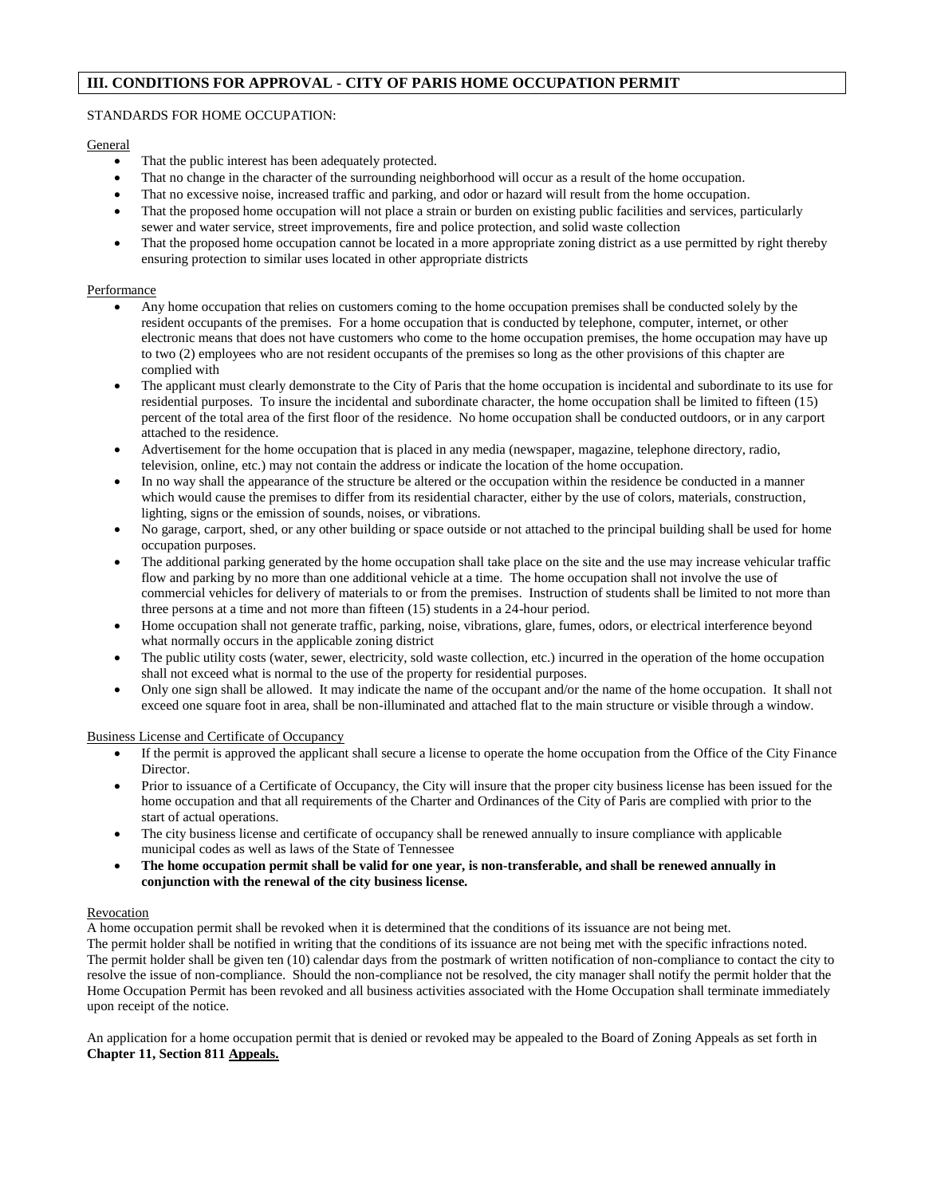## III. CONDITIONS FOR APPROVAL - CITY OF PARIS HOME OCCUPATION PERMIT

STANDARDS FOR HOME OCCUPATION:

General

- That the public interest has been adequately protected.
- That no change in the character of the surrounding neighborhood will occur as a result of the home occupation.
- That no excessive noise, increased traffic and parking, and odor or hazard will result from the home occupation.
- That the proposed home occupation will not place a strain or burden on existing public facilities and services, particularly sewer and water service, street improvements, fire and police protection, and solid waste collection
- That the proposed home occupation cannot be located in a more appropriate zoning district as a use permitted by right thereby ensuring protection to similar uses located in other appropriate districts

Performance

- Any home occupation that relies on customers coming to the home occupation premises shall be conducted solely by the resident occupants of the premises. For a home occupation that is conducted by telephone, computer, internet, or other electronic means that does not have customers who come to the home occupation premises, the home occupation may have up to two (2) employees who are not resident occupants of the premises so long as the other provisions of this chapter are complied with
- The applicant must clearly demonstrate to the City of Paris that the home occupation is incidental and subordinate to its use for residential purposes. To insure the incidental and subordinate character, the home occupation shall be limited to fifteen (15) percent of the total area of the first floor of the residence. No home occupation shall be conducted outdoors, or in any carport attached to the residence.
- Advertisement for the home occupation that is placed in any media (newspaper, magazine, telephone directory, radio, television, online, etc.) may not contain the address or indicate the location of the home occupation.
- In no way shall the appearance of the structure be altered or the occupation within the residence be conducted in a manner which would cause the premises to differ from its residential character, either by the use of colors, materials, construction, lighting, signs or the emission of sounds, noises, or vibrations.
- No garage, carport, shed, or any other building or space outside or not attached to the principal building shall be used for home occupation purposes.
- The additional parking generated by the home occupation shall take place on the site and the use may increase vehicular traffic flow and parking by no more than one additional vehicle at a time. The home occupation shall not involve the use of commercial vehicles for delivery of materials to or from the premises. Instruction of students shall be limited to not more than three persons at a time and not more than fifteen (15) students in a 24-hour period.
- Home occupation shall not generate traffic, parking, noise, vibrations, glare, fumes, odors, or electrical interference beyond what normally occurs in the applicable zoning district
- The public utility costs (water, sewer, electricity, sold waste collection, etc.) incurred in the operation of the home occupation shall not exceed what is normal to the use of the property for residential purposes.
- Only one sign shall be allowed. It may indicate the name of the occupant and/or the name of the home occupation. It shall not exceed one square foot in area, shall be non-illuminated and attached flat to the main structure or visible through a window.

Business License and Certificate of Occupancy

- If the permit is approved the applicant shall secure a license to operate the home occupation from the Office of the City Finance Director.
- Prior to issuance of a Certificate of Occupancy, the City will insure that the proper city business license has been issued for the home occupation and that all requirements of the Charter and Ordinances of the City of Paris are complied with prior to the start of actual operations.
- The city business license and certificate of occupancy shall be renewed annually to insure compliance with applicable municipal codes as well as laws of the State of Tennessee
- **The home occupation permit shall be valid for one year, is non-transferable, and shall be renewed annually in conjunction with the renewal of the city business license.**

Revocation

A home occupation permit shall be revoked when it is determined that the conditions of its issuance are not being met. The permit holder shall be notified in writing that the conditions of its issuance are not being met with the specific infractions noted. The permit holder shall be given ten (10) calendar days from the postmark of written notification of non-compliance to contact the city to resolve the issue of non-compliance. Should the non-compliance not be resolved, the city manager shall notify the permit holder that the Home Occupation Permit has been revoked and all business activities associated with the Home Occupation shall terminate immediately upon receipt of the notice.

An application for a home occupation permit that is denied or revoked may be appealed to the Board of Zoning Appeals as set forth in **Chapter 11, Section 811 Appeals.**